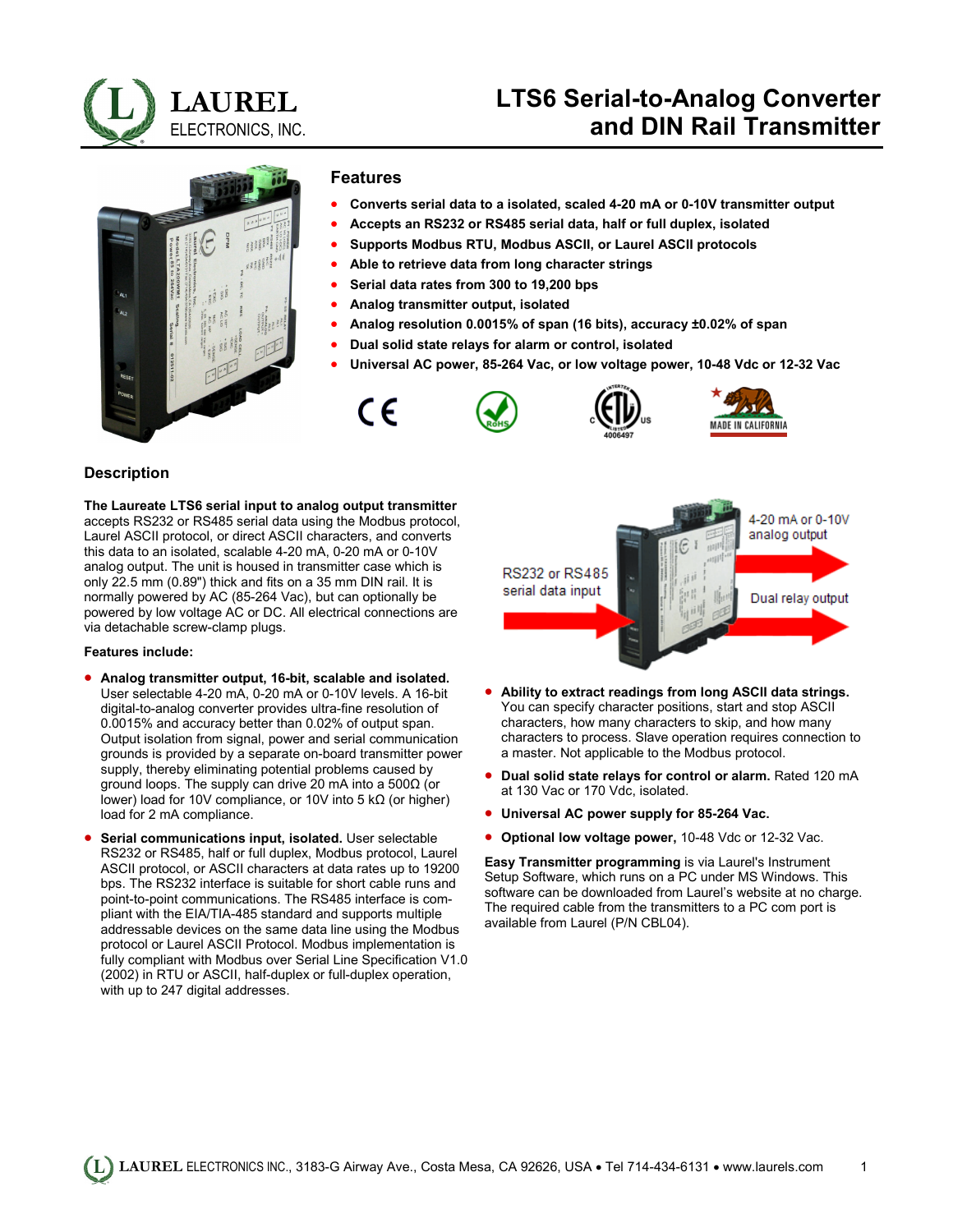# LTS6 Serial-to-Analog Converter and DIN Rail Transmitter

## Features

- Converts serial data to a isolated, scaled 4-20 mA or 0-10V transmitter output
- Accepts an RS232 or RS485 serial data, half or full duplex, isolated
- Supports Modbus RTU, Modbus ASCII, or Laurel ASCII protocols
- Able to retrieve data from long character strings
- Serial data rates from 300 to 19,200 bps
- Analog transmitter output, isolated
- Analog resolution 0.0015% of span (16 bits), accuracy ±0.02% of span
- Dual solid state relays for alarm or control, isolated
- Universal AC power, 85-264 Vac, or low voltage power, 10-48 Vdc or 12-32 Vac

## Description

**The Laureate LTS6 serial input to analog output transmitter** accepts RS232 or RS485 serial data using the Modbus protocol, Laurel ASCII protocol, or direct ASCII characters, and converts this data to an isolated, scalable 4-20 mA, 0-20 mA or 0-10V analog output. The unit is housed in transmitter case which is only 22.5 mm (0.89") thick and fits on a 35 mm DIN rail. It is normally powered by AC (85-264 Vac), but can optionally be powered by low voltage AC or DC. All electrical connections are via detachable screw-clamp plugs.

**Features include:**

- **Analog transmitter output, 16-bit, scalable and isolated.** User selectable 4-20 mA, 0-20 mA or 0-10V levels. A 16-bit digital-to-analog converter provides ultra-fine resolution of 0.0015% and accuracy better than 0.02% of output span. Output isolation from signal, power and serial communication grounds is provided by a separate on-board transmitter power supply, thereby eliminating potential problems caused by ground loops. The supply can drive 20 mA into a 500Ω (or lower) load for 10V compliance, or 10V into 5 kΩ (or higher) load for 2 mA compliance.
- **Serial communications input, isolated.** User selectable RS232 or RS485, half or full duplex, Modbus protocol, Laurel ASCII protocol, or ASCII characters at data rates up to 19200 bps. The RS232 interface is suitable for short cable runs and point-to-point communications. The RS485 interface is compliant with the EIA/TIA-485 standard and supports multiple addressable devices on the same data line using the Modbus protocol or Laurel ASCII Protocol. Modbus implementation is fully compliant with Modbus over Serial Line Specification V1.0 (2002) in RTU or ASCII, half-duplex or full-duplex operation, with up to 247 digital addresses.

RS232 or RS485 serial data input

4-20 mA or 0-10V analog output

Dual relay output

- **Ability to extract readings from long ASCII data strings.** You can specify character positions, start and stop ASCII characters, how many characters to skip, and how many characters to process. Slave operation requires connection to a master. Not applicable to the Modbus protocol.
- **Dual solid state relays for control or alarm.** Rated 120 mA at 130 Vac or 170 Vdc, isolated.
- **Universal AC power supply for 85-264 Vac.**
- **Optional low voltage power,** 10-48 Vdc or 12-32 Vac.

**Easy Transmitter programming** is via Laurel's Instrument Setup Software, which runs on a PC under MS Windows. This software can be downloaded from Laurel's website at no charge. The required cable from the transmitters to a PC com port is available from Laurel (P/N CBL04).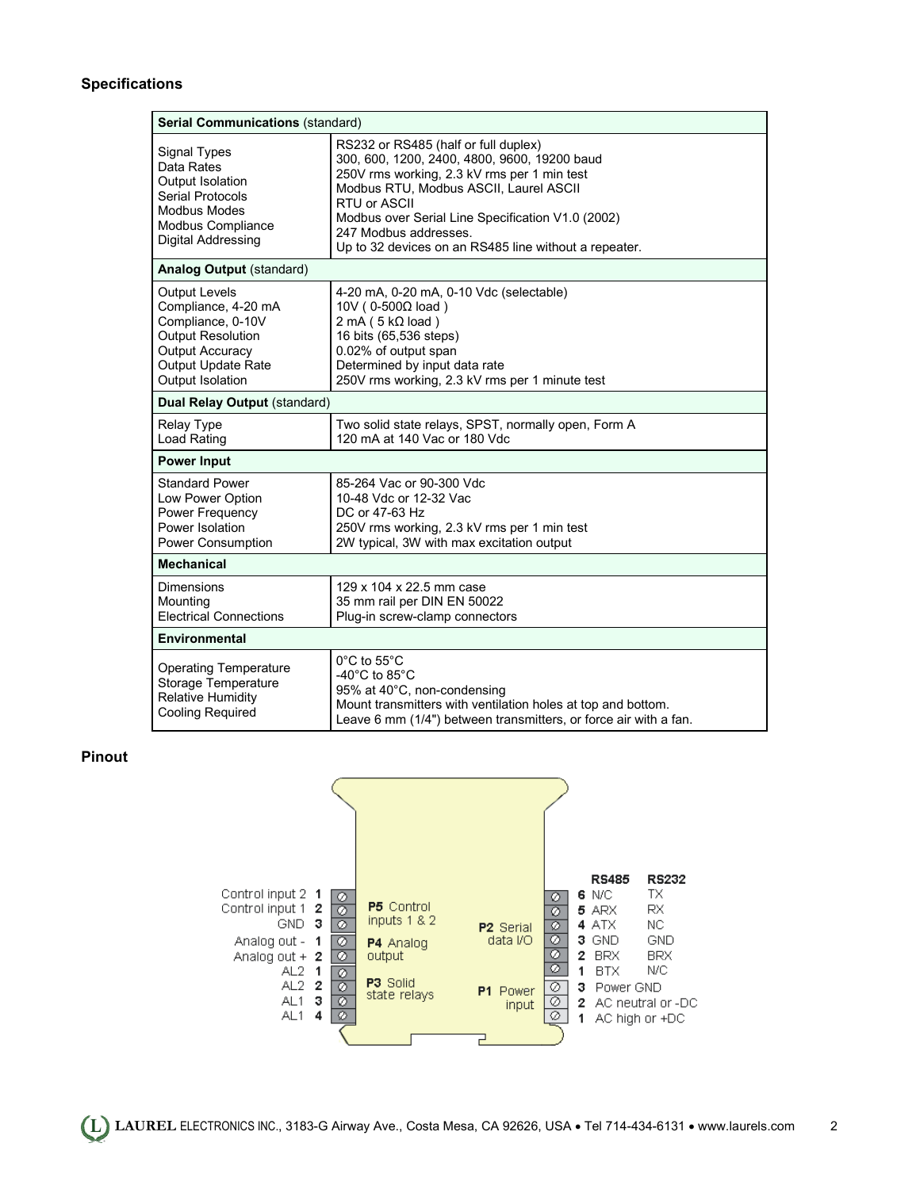## Specifications

| **Serial Communications** (standard) | |
|---|---|
| Signal Types | RS232 or RS485 (half or full duplex) |
| Data Rates | 300, 600, 1200, 2400, 4800, 9600, 19200 baud |
| Output Isolation | 250V rms working, 2.3 kV rms per 1 min test |
| Serial Protocols | Modbus RTU, Modbus ASCII, Laurel ASCII |
| Modbus Modes | RTU or ASCII |
| Modbus Compliance | Modbus over Serial Line Specification V1.0 (2002) |
| Digital Addressing | 247 Modbus addresses. Up to 32 devices on an RS485 line without a repeater. |
| **Analog Output** (standard) | |
| Output Levels | 4-20 mA, 0-20 mA, 0-10 Vdc (selectable) |
| Compliance, 4-20 mA | 10V ( 0-500Ω load ) |
| Compliance, 0-10V | 2 mA ( 5 kΩ load ) |
| Output Resolution | 16 bits (65,536 steps) |
| Output Accuracy | 0.02% of output span |
| Output Update Rate | Determined by input data rate |
| Output Isolation | 250V rms working, 2.3 kV rms per 1 minute test |
| **Dual Relay Output** (standard) | |
| Relay Type | Two solid state relays, SPST, normally open, Form A |
| Load Rating | 120 mA at 140 Vac or 180 Vdc |
| **Power Input** | |
| Standard Power | 85-264 Vac or 90-300 Vdc |
| Low Power Option | 10-48 Vdc or 12-32 Vac |
| Power Frequency | DC or 47-63 Hz |
| Power Isolation | 250V rms working, 2.3 kV rms per 1 min test |
| Power Consumption | 2W typical, 3W with max excitation output |
| **Mechanical** | |
| Dimensions | 129 x 104 x 22.5 mm case |
| Mounting | 35 mm rail per DIN EN 50022 |
| Electrical Connections | Plug-in screw-clamp connectors |
| **Environmental** | |
| Operating Temperature | 0°C to 55°C |
| Storage Temperature | -40°C to 85°C |
| Relative Humidity | 95% at 40°C, non-condensing |
| Cooling Required | Mount transmitters with ventilation holes at top and bottom. Leave 6 mm (1/4") between transmitters, or force air with a fan. |

## Pinout

**P5** Control inputs 1 & 2

| Pin | Function |
|---|---|
| 1 | Control input 2 |
| 2 | Control input 1 |
| 3 | GND |

**P4** Analog output

| Pin | Function |
|---|---|
| 1 | Analog out - |
| 2 | Analog out + |

**P3** Solid state relays

| Pin | Function |
|---|---|
| 1 | AL2 |
| 2 | AL2 |
| 3 | AL1 |
| 4 | AL1 |

**P2** Serial data I/O

| Pin | RS485 | RS232 |
|---|---|---|
| 6 | N/C | TX |
| 5 | ARX | RX |
| 4 | ATX | NC |
| 3 | GND | GND |
| 2 | BRX | BRX |
| 1 | BTX | N/C |

**P1** Power input

| Pin | Function |
|---|---|
| 3 | Power GND |
| 2 | AC neutral or -DC |
| 1 | AC high or +DC |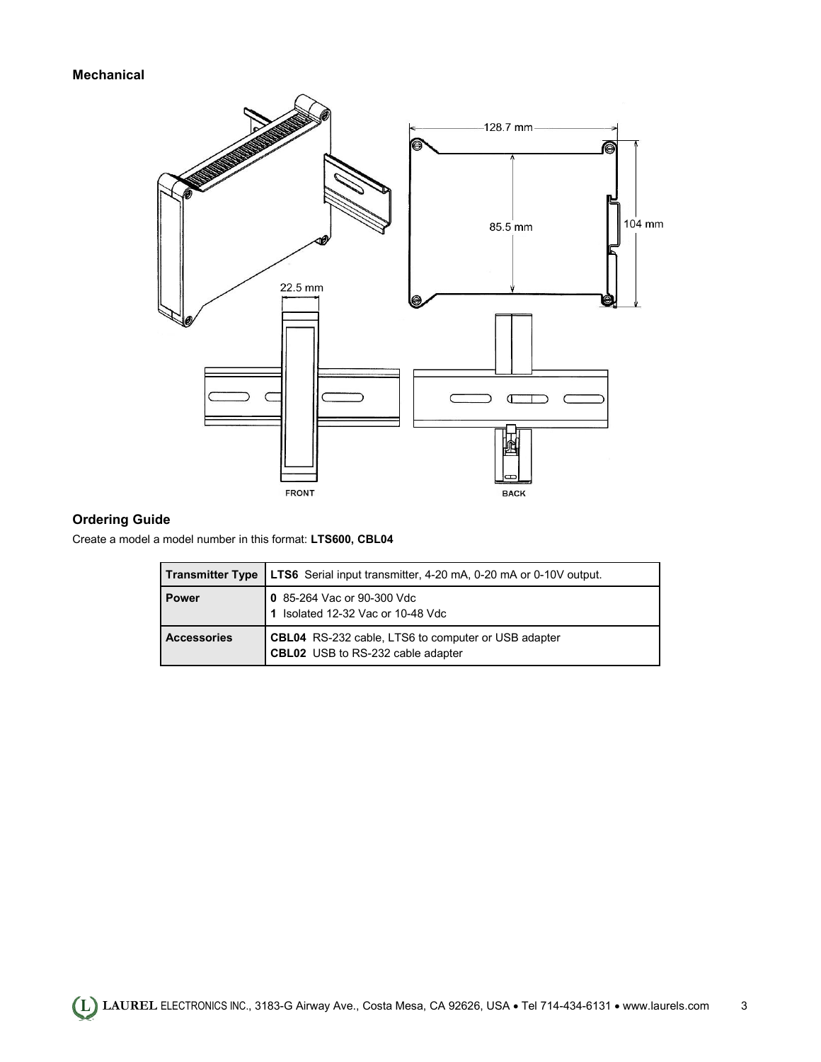### Mechanical

128.7 mm

85.5 mm

104 mm

22.5 mm

FRONT

BACK

### Ordering Guide

Create a model a model number in this format: **LTS600, CBL04**

| | |
|---|---|
| **Transmitter Type** | **LTS6** Serial input transmitter, 4-20 mA, 0-20 mA or 0-10V output. |
| **Power** | **0** 85-264 Vac or 90-300 Vdc<br>**1** Isolated 12-32 Vac or 10-48 Vdc |
| **Accessories** | **CBL04** RS-232 cable, LTS6 to computer or USB adapter<br>**CBL02** USB to RS-232 cable adapter |

LAUREL ELECTRONICS INC., 3183-G Airway Ave., Costa Mesa, CA 92626, USA • Tel 714-434-6131 • www.laurels.com